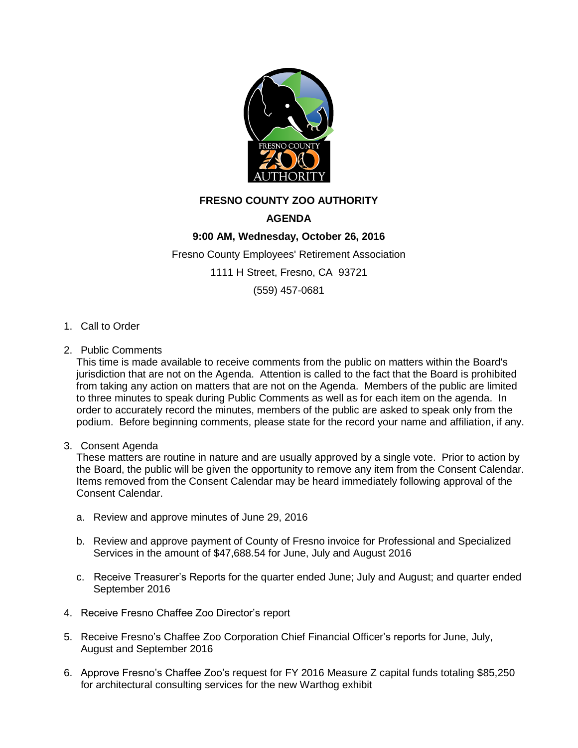# FRESNO COUNTY ZOO AUTHORITY

## AGENDA

### 9:00 AM, Wednesday, October 26, 2016

Fresno County Employees' Retirement Association

1111 H Street, Fresno, CA 93721

(559) 457-0681

1. Call to Order

2. Public Comments
   This time is made available to receive comments from the public on matters within the Board's jurisdiction that are not on the Agenda. Attention is called to the fact that the Board is prohibited from taking any action on matters that are not on the Agenda. Members of the public are limited to three minutes to speak during Public Comments as well as for each item on the agenda. In order to accurately record the minutes, members of the public are asked to speak only from the podium. Before beginning comments, please state for the record your name and affiliation, if any.

3. Consent Agenda
   These matters are routine in nature and are usually approved by a single vote. Prior to action by the Board, the public will be given the opportunity to remove any item from the Consent Calendar. Items removed from the Consent Calendar may be heard immediately following approval of the Consent Calendar.

   a. Review and approve minutes of June 29, 2016

   b. Review and approve payment of County of Fresno invoice for Professional and Specialized Services in the amount of $47,688.54 for June, July and August 2016

   c. Receive Treasurer's Reports for the quarter ended June; July and August; and quarter ended September 2016

4. Receive Fresno Chaffee Zoo Director's report

5. Receive Fresno's Chaffee Zoo Corporation Chief Financial Officer's reports for June, July, August and September 2016

6. Approve Fresno's Chaffee Zoo's request for FY 2016 Measure Z capital funds totaling $85,250 for architectural consulting services for the new Warthog exhibit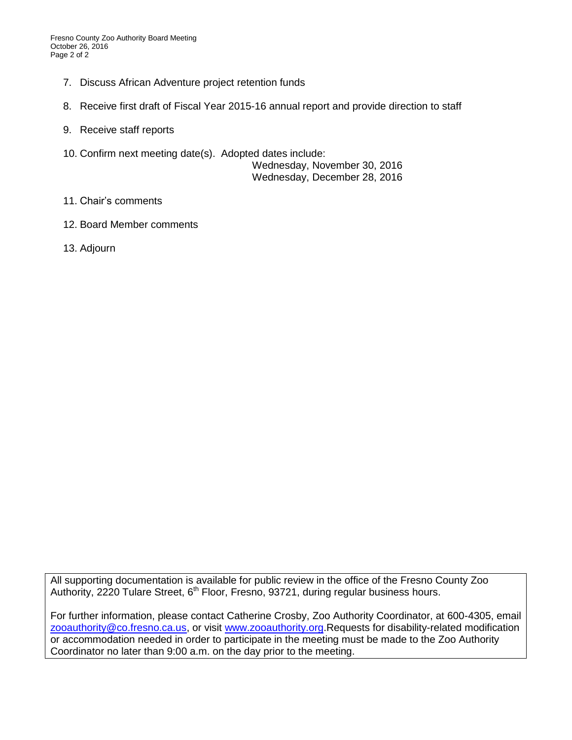7. Discuss African Adventure project retention funds

8. Receive first draft of Fiscal Year 2015-16 annual report and provide direction to staff

9. Receive staff reports

10. Confirm next meeting date(s). Adopted dates include:
    Wednesday, November 30, 2016
    Wednesday, December 28, 2016

11. Chair's comments

12. Board Member comments

13. Adjourn

---

All supporting documentation is available for public review in the office of the Fresno County Zoo Authority, 2220 Tulare Street, 6th Floor, Fresno, 93721, during regular business hours.

For further information, please contact Catherine Crosby, Zoo Authority Coordinator, at 600-4305, email zooauthority@co.fresno.ca.us, or visit www.zooauthority.org.Requests for disability-related modification or accommodation needed in order to participate in the meeting must be made to the Zoo Authority Coordinator no later than 9:00 a.m. on the day prior to the meeting.